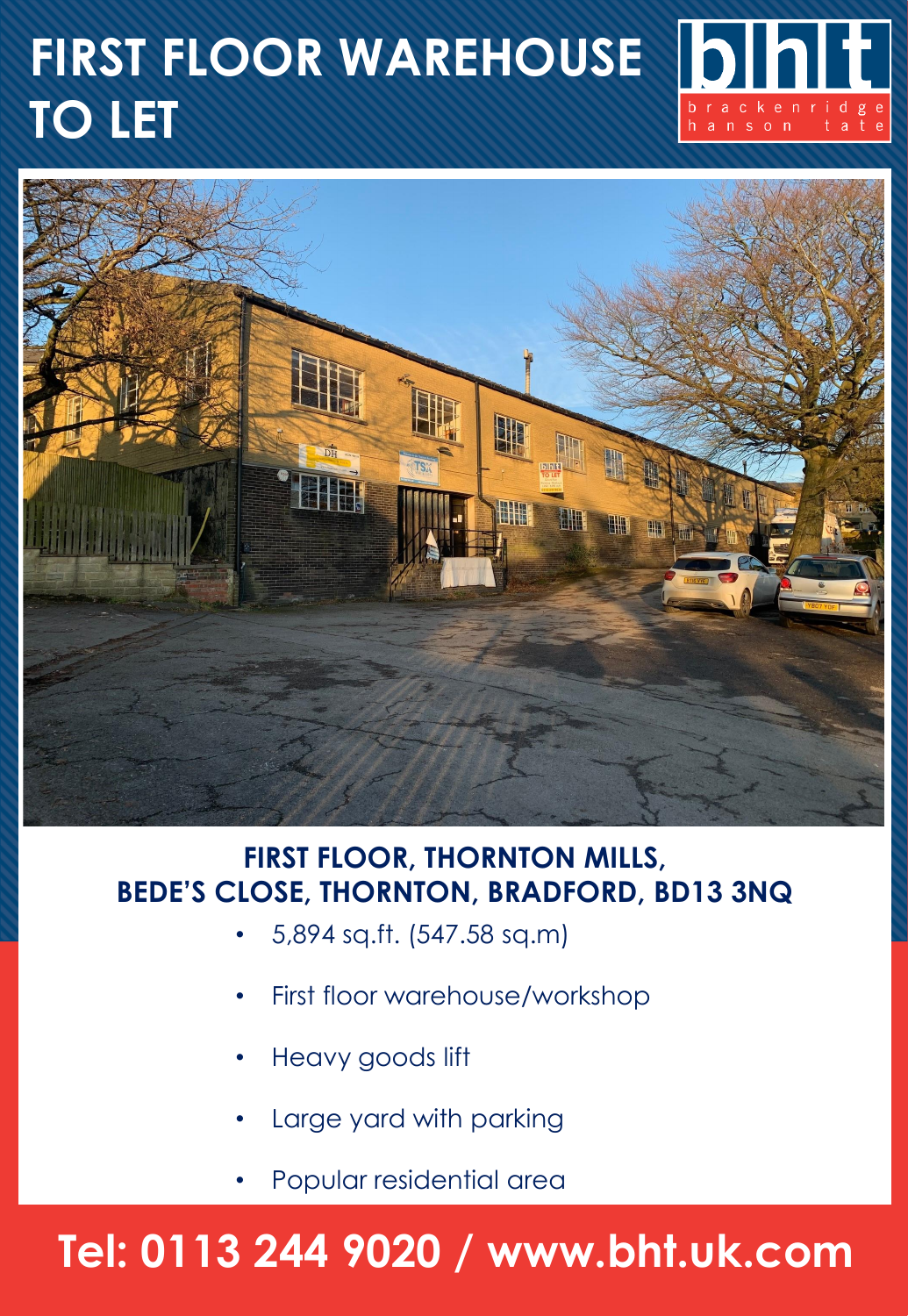# FIRST FLOOR WAREHOUSE TO LET

bhht
brackenridge hanson tate

## FIRST FLOOR, THORNTON MILLS, BEDE'S CLOSE, THORNTON, BRADFORD, BD13 3NQ

- 5,894 sq.ft. (547.58 sq.m)
- First floor warehouse/workshop
- Heavy goods lift
- Large yard with parking
- Popular residential area

## Tel: 0113 244 9020 / www.bht.uk.com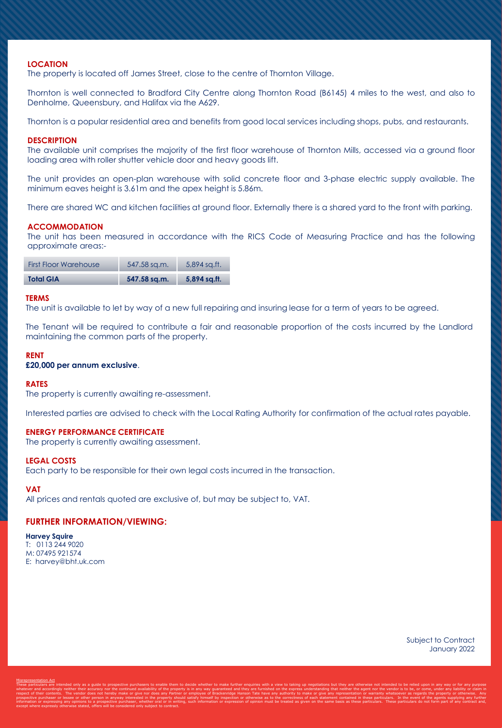## LOCATION

The property is located off James Street, close to the centre of Thornton Village.

Thornton is well connected to Bradford City Centre along Thornton Road (B6145) 4 miles to the west, and also to Denholme, Queensbury, and Halifax via the A629.

Thornton is a popular residential area and benefits from good local services including shops, pubs, and restaurants.

## DESCRIPTION

The available unit comprises the majority of the first floor warehouse of Thornton Mills, accessed via a ground floor loading area with roller shutter vehicle door and heavy goods lift.

The unit provides an open-plan warehouse with solid concrete floor and 3-phase electric supply available. The minimum eaves height is 3.61m and the apex height is 5.86m.

There are shared WC and kitchen facilities at ground floor. Externally there is a shared yard to the front with parking.

## ACCOMMODATION

The unit has been measured in accordance with the RICS Code of Measuring Practice and has the following approximate areas:-

| | | |
|---|---|---|
| First Floor Warehouse | 547.58 sq.m. | 5,894 sq.ft. |
| **Total GIA** | **547.58 sq.m.** | **5,894 sq.ft.** |

## TERMS

The unit is available to let by way of a new full repairing and insuring lease for a term of years to be agreed.

The Tenant will be required to contribute a fair and reasonable proportion of the costs incurred by the Landlord maintaining the common parts of the property.

## RENT

**£20,000 per annum exclusive**.

## RATES

The property is currently awaiting re-assessment.

Interested parties are advised to check with the Local Rating Authority for confirmation of the actual rates payable.

## ENERGY PERFORMANCE CERTIFICATE

The property is currently awaiting assessment.

## LEGAL COSTS

Each party to be responsible for their own legal costs incurred in the transaction.

## VAT

All prices and rentals quoted are exclusive of, but may be subject to, VAT.

## FURTHER INFORMATION/VIEWING:

**Harvey Squire**
T: 0113 244 9020
M: 07495 921574
E: harvey@bht.uk.com

Subject to Contract
January 2022

Misrepresentation Act
These particulars are intended only as a guide to prospective purchasers to enable them to decide whether to make further enquiries with a view to taking up negotiations but they are otherwise not intended to be relied upon in any way or for any purpose whatever and accordingly neither their accuracy nor the continued availability of the property is in any way guaranteed and they are furnished on the express understanding that neither the agent nor the vendor is to be, or come, under any liability or claim in respect of their contents. The vendor does not hereby make or give nor does any Partner or employee of Brackenridge Hanson Tate have any authority to make or give any representation or warranty whatsoever as regards the property or otherwise. Any prospective purchaser or lessee or other person in anyway interested in the property should satisfy himself by inspection or otherwise as to the correctness of each statement contained in these particulars. In the event of the agents supplying any further information or expressing any opinions to a prospective purchaser, whether oral or in writing, such information or expression of opinion must be treated as given on the same basis as these particulars. These particulars do not form part of any contract and, except where expressly otherwise stated, offers will be considered only subject to contract.